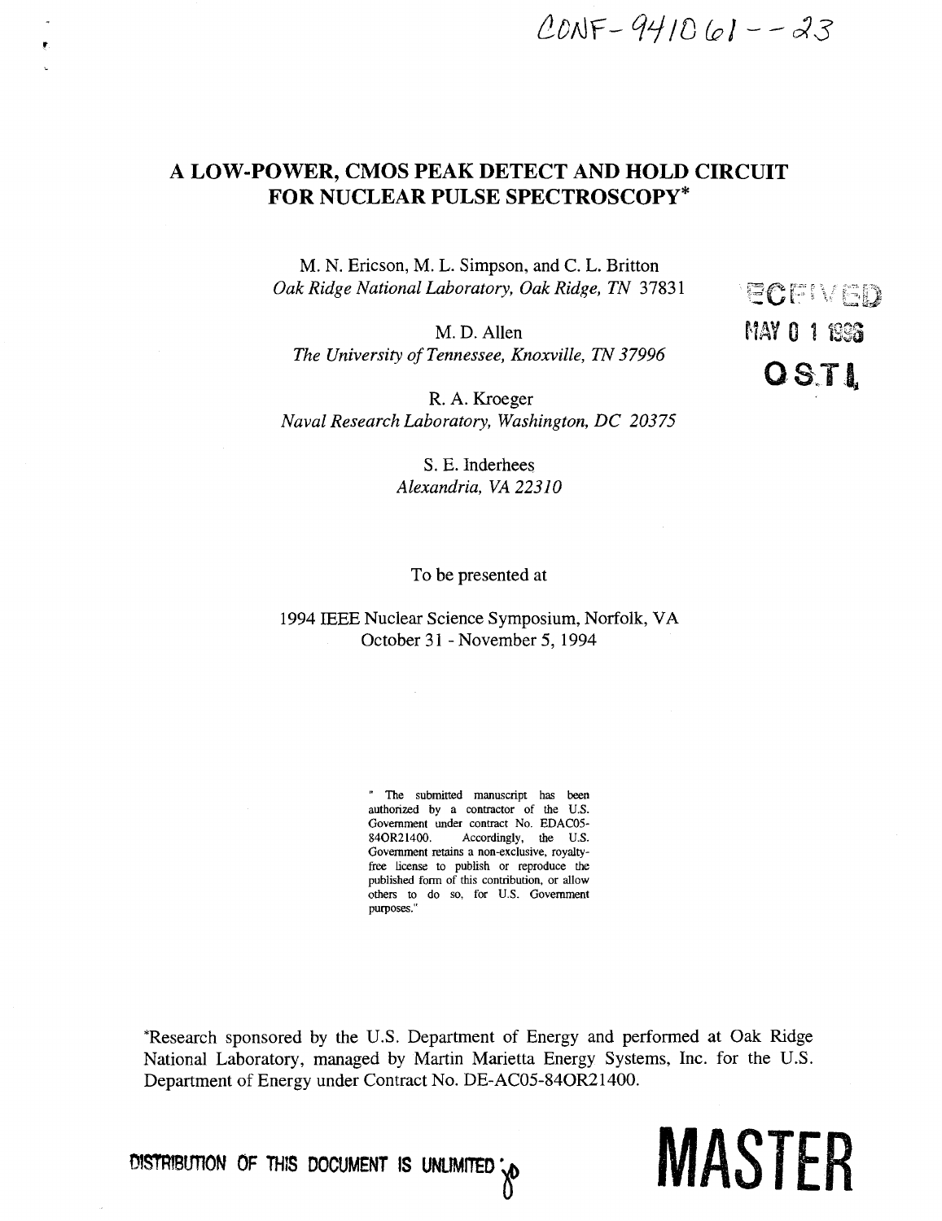CONF-941061--23

# A LOW-POWER, CMOS PEAK DETECT AND HOLD CIRCUIT FOR NUCLEAR PULSE SPECTROSCOPY*

M. N. Ericson, M. L. Simpson, and C. L. Britton
*Oak Ridge National Laboratory, Oak Ridge, TN 37831*

M. D. Allen
*The University of Tennessee, Knoxville, TN 37996*

R. A. Kroeger
*Naval Research Laboratory, Washington, DC 20375*

S. E. Inderhees
*Alexandria, VA 22310*

RECEIVED
MAY 01 1996
OSTI

To be presented at

1994 IEEE Nuclear Science Symposium, Norfolk, VA
October 31 - November 5, 1994

" The submitted manuscript has been authorized by a contractor of the U.S. Government under contract No. EDAC05-84OR21400. Accordingly, the U.S. Government retains a non-exclusive, royalty-free license to publish or reproduce the published form of this contribution, or allow others to do so, for U.S. Government purposes."

*Research sponsored by the U.S. Department of Energy and performed at Oak Ridge National Laboratory, managed by Martin Marietta Energy Systems, Inc. for the U.S. Department of Energy under Contract No. DE-AC05-84OR21400.

DISTRIBUTION OF THIS DOCUMENT IS UNLIMITED

MASTER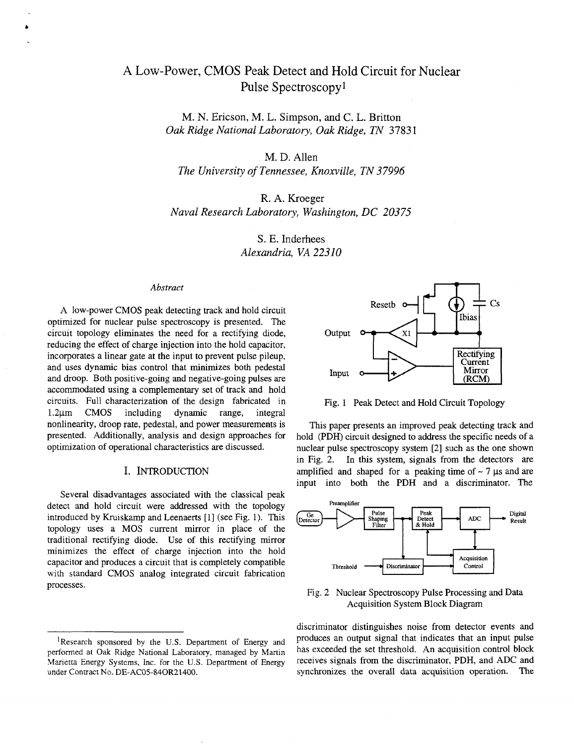# A Low-Power, CMOS Peak Detect and Hold Circuit for Nuclear Pulse Spectroscopy[1]

M. N. Ericson, M. L. Simpson, and C. L. Britton
*Oak Ridge National Laboratory, Oak Ridge, TN 37831*

M. D. Allen
*The University of Tennessee, Knoxville, TN 37996*

R. A. Kroeger
*Naval Research Laboratory, Washington, DC 20375*

S. E. Inderhees
*Alexandria, VA 22310*

### *Abstract*

A low-power CMOS peak detecting track and hold circuit optimized for nuclear pulse spectroscopy is presented. The circuit topology eliminates the need for a rectifying diode, reducing the effect of charge injection into the hold capacitor, incorporates a linear gate at the input to prevent pulse pileup, and uses dynamic bias control that minimizes both pedestal and droop. Both positive-going and negative-going pulses are accommodated using a complementary set of track and hold circuits. Full characterization of the design fabricated in 1.2μm CMOS including dynamic range, integral nonlinearity, droop rate, pedestal, and power measurements is presented. Additionally, analysis and design approaches for optimization of operational characteristics are discussed.

## I. INTRODUCTION

Several disadvantages associated with the classical peak detect and hold circuit were addressed with the topology introduced by Kruiskamp and Leenaerts [1] (see Fig. 1). This topology uses a MOS current mirror in place of the traditional rectifying diode. Use of this rectifying mirror minimizes the effect of charge injection into the hold capacitor and produces a circuit that is completely compatible with standard CMOS analog integrated circuit fabrication processes.

Fig. 1 Peak Detect and Hold Circuit Topology

This paper presents an improved peak detecting track and hold (PDH) circuit designed to address the specific needs of a nuclear pulse spectroscopy system [2] such as the one shown in Fig. 2. In this system, signals from the detectors are amplified and shaped for a peaking time of ~ 7 μs and are input into both the PDH and a discriminator. The discriminator distinguishes noise from detector events and produces an output signal that indicates that an input pulse has exceeded the set threshold. An acquisition control block receives signals from the discriminator, PDH, and ADC and synchronizes the overall data acquisition operation. The

Fig. 2 Nuclear Spectroscopy Pulse Processing and Data Acquisition System Block Diagram

[1]Research sponsored by the U.S. Department of Energy and performed at Oak Ridge National Laboratory, managed by Martin Marietta Energy Systems, Inc. for the U.S. Department of Energy under Contract No. DE-AC05-84OR21400.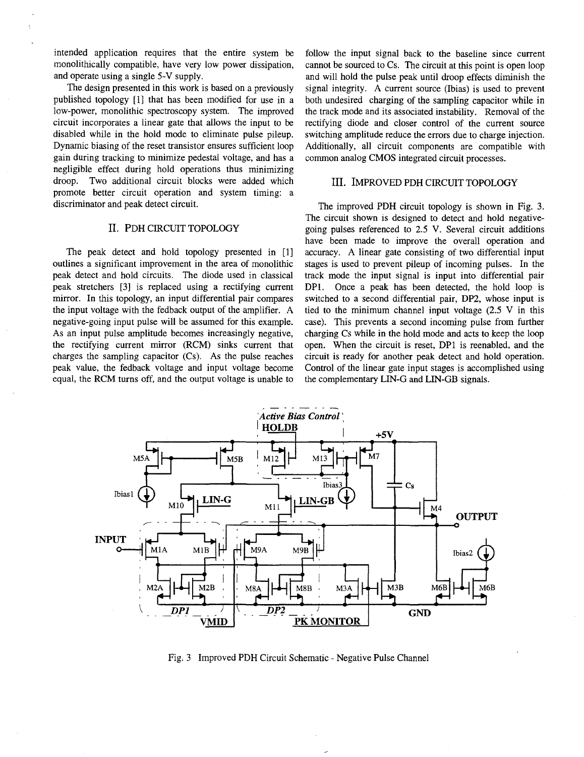intended application requires that the entire system be monolithically compatible, have very low power dissipation, and operate using a single 5-V supply.

The design presented in this work is based on a previously published topology [1] that has been modified for use in a low-power, monolithic spectroscopy system. The improved circuit incorporates a linear gate that allows the input to be disabled while in the hold mode to eliminate pulse pileup. Dynamic biasing of the reset transistor ensures sufficient loop gain during tracking to minimize pedestal voltage, and has a negligible effect during hold operations thus minimizing droop. Two additional circuit blocks were added which promote better circuit operation and system timing: a discriminator and peak detect circuit.

## II. PDH CIRCUIT TOPOLOGY

The peak detect and hold topology presented in [1] outlines a significant improvement in the area of monolithic peak detect and hold circuits. The diode used in classical peak stretchers [3] is replaced using a rectifying current mirror. In this topology, an input differential pair compares the input voltage with the fedback output of the amplifier. A negative-going input pulse will be assumed for this example. As an input pulse amplitude becomes increasingly negative, the rectifying current mirror (RCM) sinks current that charges the sampling capacitor (Cs). As the pulse reaches peak value, the fedback voltage and input voltage become equal, the RCM turns off, and the output voltage is unable to follow the input signal back to the baseline since current cannot be sourced to Cs. The circuit at this point is open loop and will hold the pulse peak until droop effects diminish the signal integrity. A current source (Ibias) is used to prevent both undesired charging of the sampling capacitor while in the track mode and its associated instability. Removal of the rectifying diode and closer control of the current source switching amplitude reduce the errors due to charge injection. Additionally, all circuit components are compatible with common analog CMOS integrated circuit processes.

## III. IMPROVED PDH CIRCUIT TOPOLOGY

The improved PDH circuit topology is shown in Fig. 3. The circuit shown is designed to detect and hold negative-going pulses referenced to 2.5 V. Several circuit additions have been made to improve the overall operation and accuracy. A linear gate consisting of two differential input stages is used to prevent pileup of incoming pulses. In the track mode the input signal is input into differential pair DP1. Once a peak has been detected, the hold loop is switched to a second differential pair, DP2, whose input is tied to the minimum channel input voltage (2.5 V in this case). This prevents a second incoming pulse from further charging Cs while in the hold mode and acts to keep the loop open. When the circuit is reset, DP1 is reenabled, and the circuit is ready for another peak detect and hold operation. Control of the linear gate input stages is accomplished using the complementary LIN-G and LIN-GB signals.

Fig. 3 Improved PDH Circuit Schematic - Negative Pulse Channel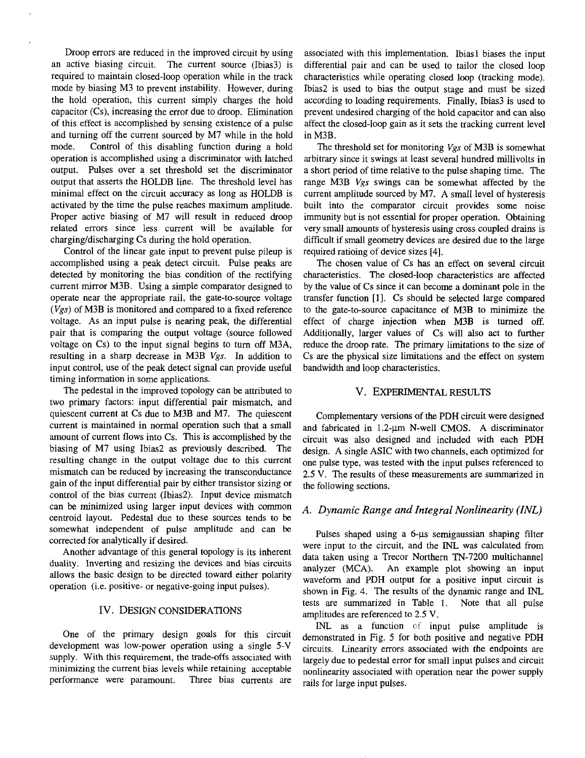Droop errors are reduced in the improved circuit by using an active biasing circuit. The current source (Ibias3) is required to maintain closed-loop operation while in the track mode by biasing M3 to prevent instability. However, during the hold operation, this current simply charges the hold capacitor (Cs), increasing the error due to droop. Elimination of this effect is accomplished by sensing existence of a pulse and turning off the current sourced by M7 while in the hold mode. Control of this disabling function during a hold operation is accomplished using a discriminator with latched output. Pulses over a set threshold set the discriminator output that asserts the HOLDB line. The threshold level has minimal effect on the circuit accuracy as long as HOLDB is activated by the time the pulse reaches maximum amplitude. Proper active biasing of M7 will result in reduced droop related errors since less current will be available for charging/discharging Cs during the hold operation.

Control of the linear gate input to prevent pulse pileup is accomplished using a peak detect circuit. Pulse peaks are detected by monitoring the bias condition of the rectifying current mirror M3B. Using a simple comparator designed to operate near the appropriate rail, the gate-to-source voltage (*Vgs*) of M3B is monitored and compared to a fixed reference voltage. As an input pulse is nearing peak, the differential pair that is comparing the output voltage (source followed voltage on Cs) to the input signal begins to turn off M3A, resulting in a sharp decrease in M3B *Vgs*. In addition to input control, use of the peak detect signal can provide useful timing information in some applications.

The pedestal in the improved topology can be attributed to two primary factors: input differential pair mismatch, and quiescent current at Cs due to M3B and M7. The quiescent current is maintained in normal operation such that a small amount of current flows into Cs. This is accomplished by the biasing of M7 using Ibias2 as previously described. The resulting change in the output voltage due to this current mismatch can be reduced by increasing the transconductance gain of the input differential pair by either transistor sizing or control of the bias current (Ibias2). Input device mismatch can be minimized using larger input devices with common centroid layout. Pedestal due to these sources tends to be somewhat independent of pulse amplitude and can be corrected for analytically if desired.

Another advantage of this general topology is its inherent duality. Inverting and resizing the devices and bias circuits allows the basic design to be directed toward either polarity operation (i.e. positive- or negative-going input pulses).

## IV. Design Considerations

One of the primary design goals for this circuit development was low-power operation using a single 5-V supply. With this requirement, the trade-offs associated with minimizing the current bias levels while retaining acceptable performance were paramount. Three bias currents are associated with this implementation. Ibias1 biases the input differential pair and can be used to tailor the closed loop characteristics while operating closed loop (tracking mode). Ibias2 is used to bias the output stage and must be sized according to loading requirements. Finally, Ibias3 is used to prevent undesired charging of the hold capacitor and can also affect the closed-loop gain as it sets the tracking current level in M3B.

The threshold set for monitoring *Vgs* of M3B is somewhat arbitrary since it swings at least several hundred millivolts in a short period of time relative to the pulse shaping time. The range M3B *Vgs* swings can be somewhat affected by the current amplitude sourced by M7. A small level of hysteresis built into the comparator circuit provides some noise immunity but is not essential for proper operation. Obtaining very small amounts of hysteresis using cross coupled drains is difficult if small geometry devices are desired due to the large required ratioing of device sizes [4].

The chosen value of Cs has an effect on several circuit characteristics. The closed-loop characteristics are affected by the value of Cs since it can become a dominant pole in the transfer function [1]. Cs should be selected large compared to the gate-to-source capacitance of M3B to minimize the effect of charge injection when M3B is turned off. Additionally, larger values of Cs will also act to further reduce the droop rate. The primary limitations to the size of Cs are the physical size limitations and the effect on system bandwidth and loop characteristics.

## V. Experimental Results

Complementary versions of the PDH circuit were designed and fabricated in 1.2-µm N-well CMOS. A discriminator circuit was also designed and included with each PDH design. A single ASIC with two channels, each optimized for one pulse type, was tested with the input pulses referenced to 2.5 V. The results of these measurements are summarized in the following sections.

### *A. Dynamic Range and Integral Nonlinearity (INL)*

Pulses shaped using a 6-µs semigaussian shaping filter were input to the circuit, and the INL was calculated from data taken using a Trecor Northern TN-7200 multichannel analyzer (MCA). An example plot showing an input waveform and PDH output for a positive input circuit is shown in Fig. 4. The results of the dynamic range and INL tests are summarized in Table 1. Note that all pulse amplitudes are referenced to 2.5 V.

INL as a function of input pulse amplitude is demonstrated in Fig. 5 for both positive and negative PDH circuits. Linearity errors associated with the endpoints are largely due to pedestal error for small input pulses and circuit nonlinearity associated with operation near the power supply rails for large input pulses.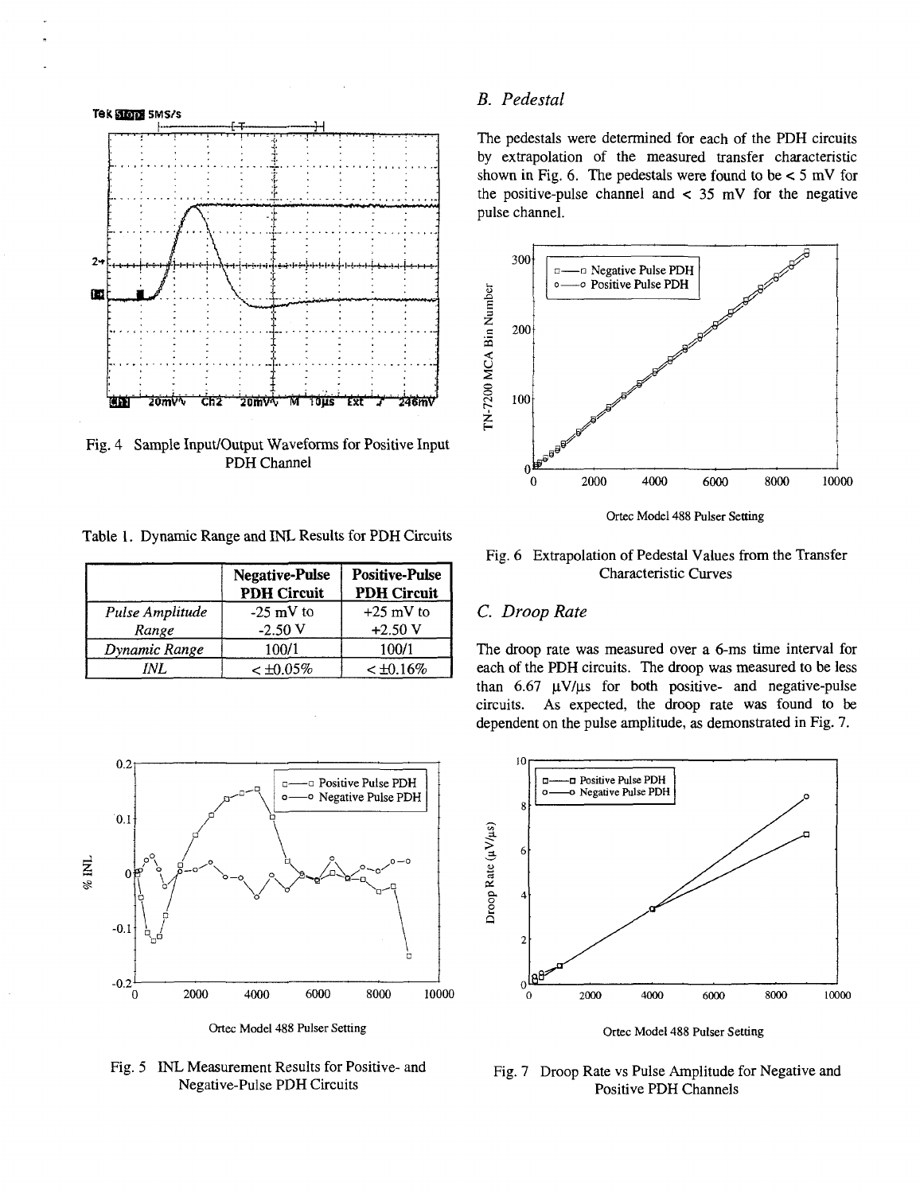Fig. 4 Sample Input/Output Waveforms for Positive Input PDH Channel

Table 1. Dynamic Range and INL Results for PDH Circuits

| | Negative-Pulse PDH Circuit | Positive-Pulse PDH Circuit |
|---|---|---|
| *Pulse Amplitude Range* | -25 mV to -2.50 V | +25 mV to +2.50 V |
| *Dynamic Range* | 100/1 | 100/1 |
| *INL* | < ±0.05% | < ±0.16% |

Fig. 5 INL Measurement Results for Positive- and Negative-Pulse PDH Circuits

## *B. Pedestal*

The pedestals were determined for each of the PDH circuits by extrapolation of the measured transfer characteristic shown in Fig. 6. The pedestals were found to be < 5 mV for the positive-pulse channel and < 35 mV for the negative pulse channel.

Fig. 6 Extrapolation of Pedestal Values from the Transfer Characteristic Curves

## *C. Droop Rate*

The droop rate was measured over a 6-ms time interval for each of the PDH circuits. The droop was measured to be less than 6.67 μV/μs for both positive- and negative-pulse circuits. As expected, the droop rate was found to be dependent on the pulse amplitude, as demonstrated in Fig. 7.

Fig. 7 Droop Rate vs Pulse Amplitude for Negative and Positive PDH Channels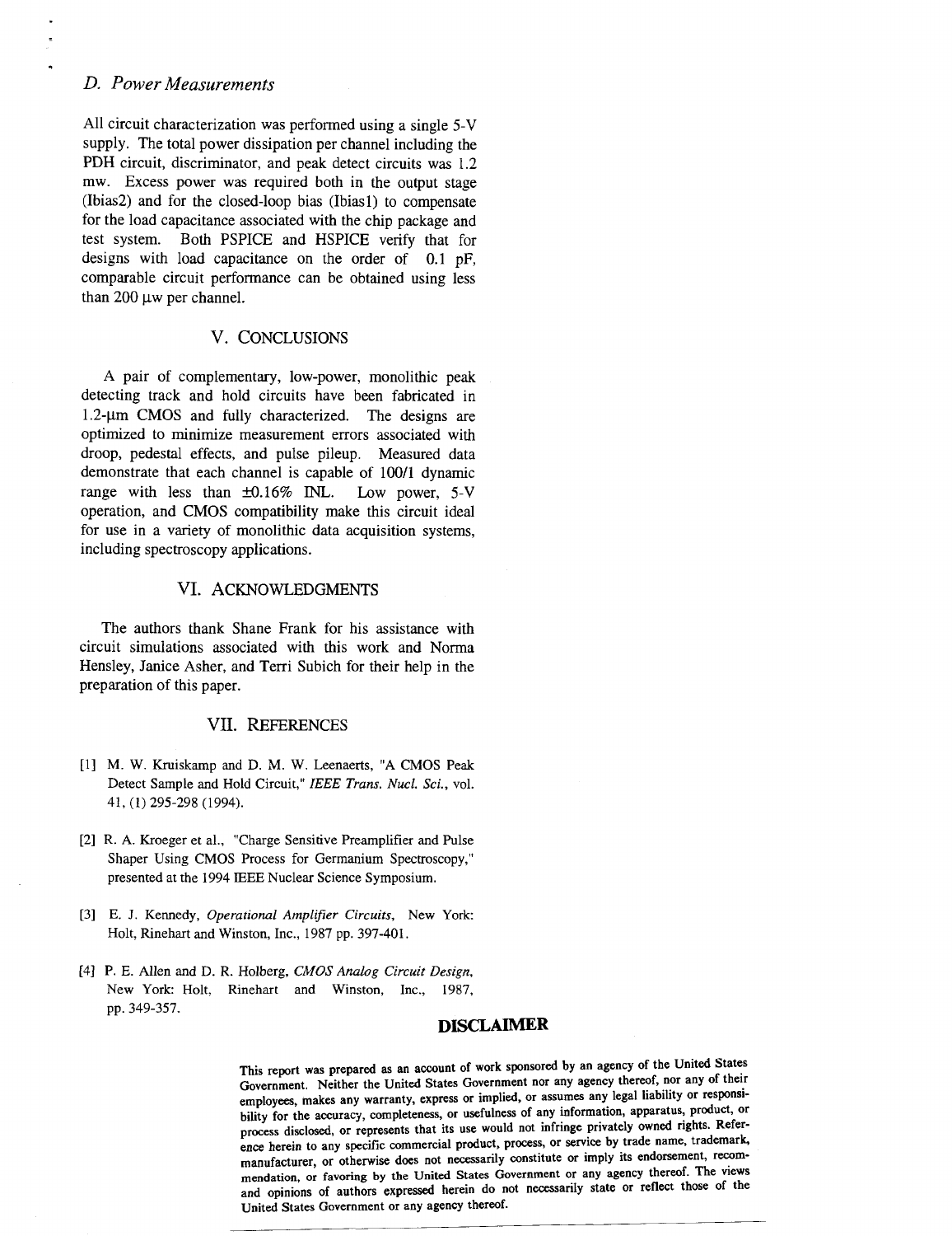### *D. Power Measurements*

All circuit characterization was performed using a single 5-V supply. The total power dissipation per channel including the PDH circuit, discriminator, and peak detect circuits was 1.2 mw. Excess power was required both in the output stage (Ibias2) and for the closed-loop bias (Ibias1) to compensate for the load capacitance associated with the chip package and test system. Both PSPICE and HSPICE verify that for designs with load capacitance on the order of 0.1 pF, comparable circuit performance can be obtained using less than 200 μw per channel.

## V. CONCLUSIONS

A pair of complementary, low-power, monolithic peak detecting track and hold circuits have been fabricated in 1.2-μm CMOS and fully characterized. The designs are optimized to minimize measurement errors associated with droop, pedestal effects, and pulse pileup. Measured data demonstrate that each channel is capable of 100/1 dynamic range with less than ±0.16% INL. Low power, 5-V operation, and CMOS compatibility make this circuit ideal for use in a variety of monolithic data acquisition systems, including spectroscopy applications.

## VI. ACKNOWLEDGMENTS

The authors thank Shane Frank for his assistance with circuit simulations associated with this work and Norma Hensley, Janice Asher, and Terri Subich for their help in the preparation of this paper.

## VII. REFERENCES

[1] M. W. Kruiskamp and D. M. W. Leenaerts, "A CMOS Peak Detect Sample and Hold Circuit," *IEEE Trans. Nucl. Sci.*, vol. 41, (1) 295-298 (1994).

[2] R. A. Kroeger et al., "Charge Sensitive Preamplifier and Pulse Shaper Using CMOS Process for Germanium Spectroscopy," presented at the 1994 IEEE Nuclear Science Symposium.

[3] E. J. Kennedy, *Operational Amplifier Circuits*, New York: Holt, Rinehart and Winston, Inc., 1987 pp. 397-401.

[4] P. E. Allen and D. R. Holberg, *CMOS Analog Circuit Design*, New York: Holt, Rinehart and Winston, Inc., 1987, pp. 349-357.

## DISCLAIMER

This report was prepared as an account of work sponsored by an agency of the United States Government. Neither the United States Government nor any agency thereof, nor any of their employees, makes any warranty, express or implied, or assumes any legal liability or responsibility for the accuracy, completeness, or usefulness of any information, apparatus, product, or process disclosed, or represents that its use would not infringe privately owned rights. Reference herein to any specific commercial product, process, or service by trade name, trademark, manufacturer, or otherwise does not necessarily constitute or imply its endorsement, recommendation, or favoring by the United States Government or any agency thereof. The views and opinions of authors expressed herein do not necessarily state or reflect those of the United States Government or any agency thereof.